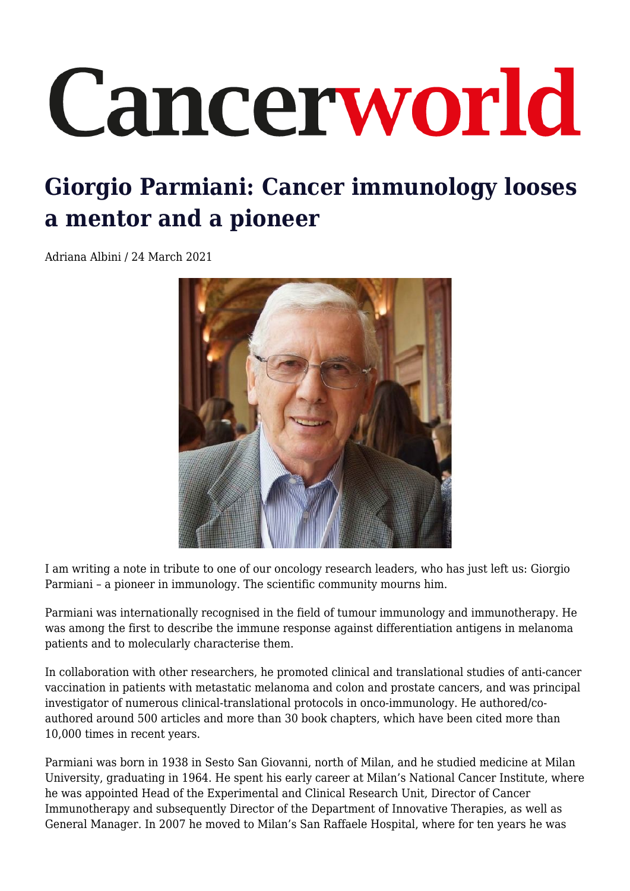# Cancerworld

## Giorgio Parmiani: Cancer immunology looses a mentor and a pioneer

Adriana Albini / 24 March 2021

I am writing a note in tribute to one of our oncology research leaders, who has just left us: Giorgio Parmiani – a pioneer in immunology. The scientific community mourns him.

Parmiani was internationally recognised in the field of tumour immunology and immunotherapy. He was among the first to describe the immune response against differentiation antigens in melanoma patients and to molecularly characterise them.

In collaboration with other researchers, he promoted clinical and translational studies of anti-cancer vaccination in patients with metastatic melanoma and colon and prostate cancers, and was principal investigator of numerous clinical-translational protocols in onco-immunology. He authored/co-authored around 500 articles and more than 30 book chapters, which have been cited more than 10,000 times in recent years.

Parmiani was born in 1938 in Sesto San Giovanni, north of Milan, and he studied medicine at Milan University, graduating in 1964. He spent his early career at Milan's National Cancer Institute, where he was appointed Head of the Experimental and Clinical Research Unit, Director of Cancer Immunotherapy and subsequently Director of the Department of Innovative Therapies, as well as General Manager. In 2007 he moved to Milan's San Raffaele Hospital, where for ten years he was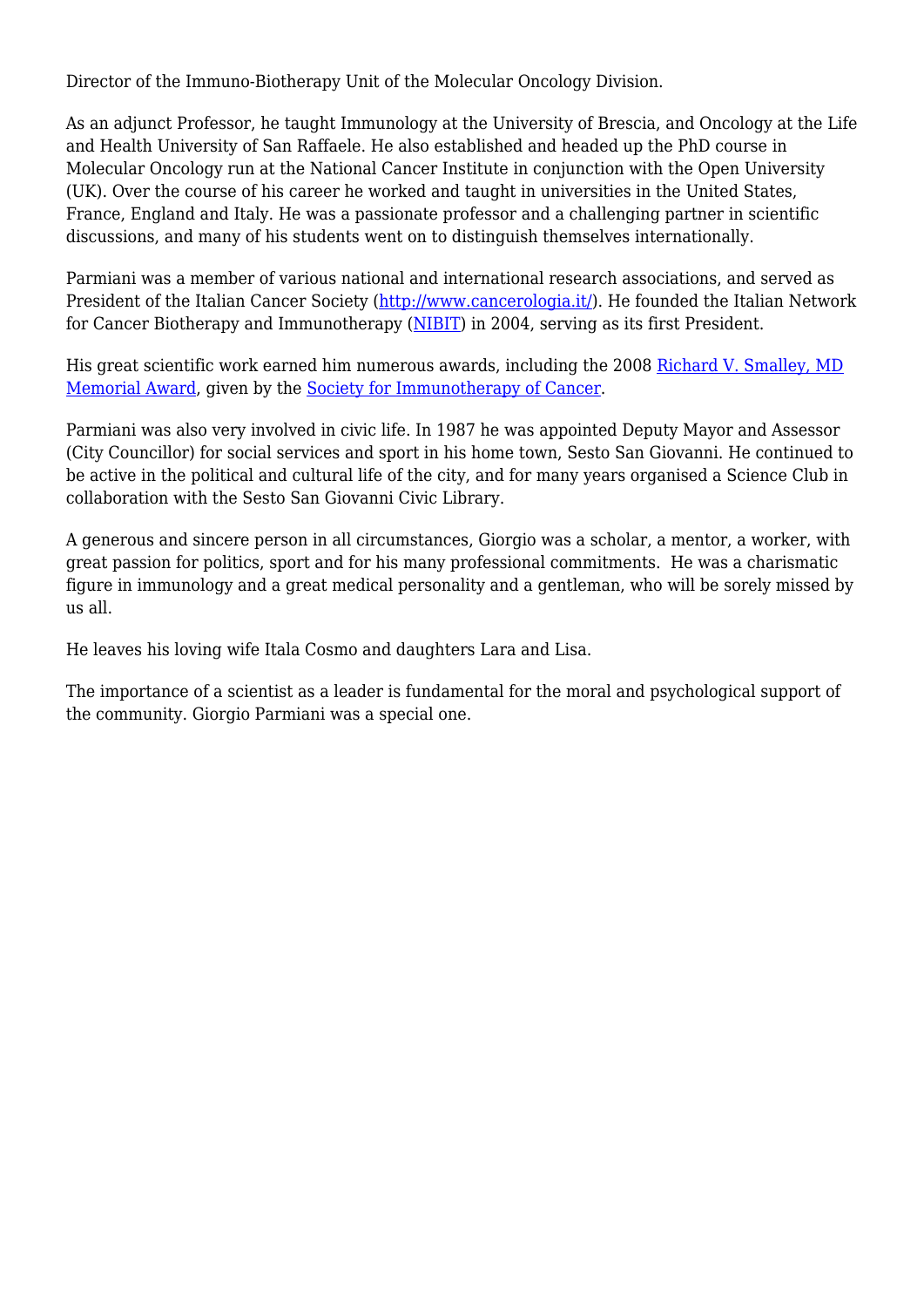Director of the Immuno-Biotherapy Unit of the Molecular Oncology Division.

As an adjunct Professor, he taught Immunology at the University of Brescia, and Oncology at the Life and Health University of San Raffaele. He also established and headed up the PhD course in Molecular Oncology run at the National Cancer Institute in conjunction with the Open University (UK). Over the course of his career he worked and taught in universities in the United States, France, England and Italy. He was a passionate professor and a challenging partner in scientific discussions, and many of his students went on to distinguish themselves internationally.

Parmiani was a member of various national and international research associations, and served as President of the Italian Cancer Society (http://www.cancerologia.it/). He founded the Italian Network for Cancer Biotherapy and Immunotherapy (NIBIT) in 2004, serving as its first President.

His great scientific work earned him numerous awards, including the 2008 Richard V. Smalley, MD Memorial Award, given by the Society for Immunotherapy of Cancer.

Parmiani was also very involved in civic life. In 1987 he was appointed Deputy Mayor and Assessor (City Councillor) for social services and sport in his home town, Sesto San Giovanni. He continued to be active in the political and cultural life of the city, and for many years organised a Science Club in collaboration with the Sesto San Giovanni Civic Library.

A generous and sincere person in all circumstances, Giorgio was a scholar, a mentor, a worker, with great passion for politics, sport and for his many professional commitments. He was a charismatic figure in immunology and a great medical personality and a gentleman, who will be sorely missed by us all.

He leaves his loving wife Itala Cosmo and daughters Lara and Lisa.

The importance of a scientist as a leader is fundamental for the moral and psychological support of the community. Giorgio Parmiani was a special one.